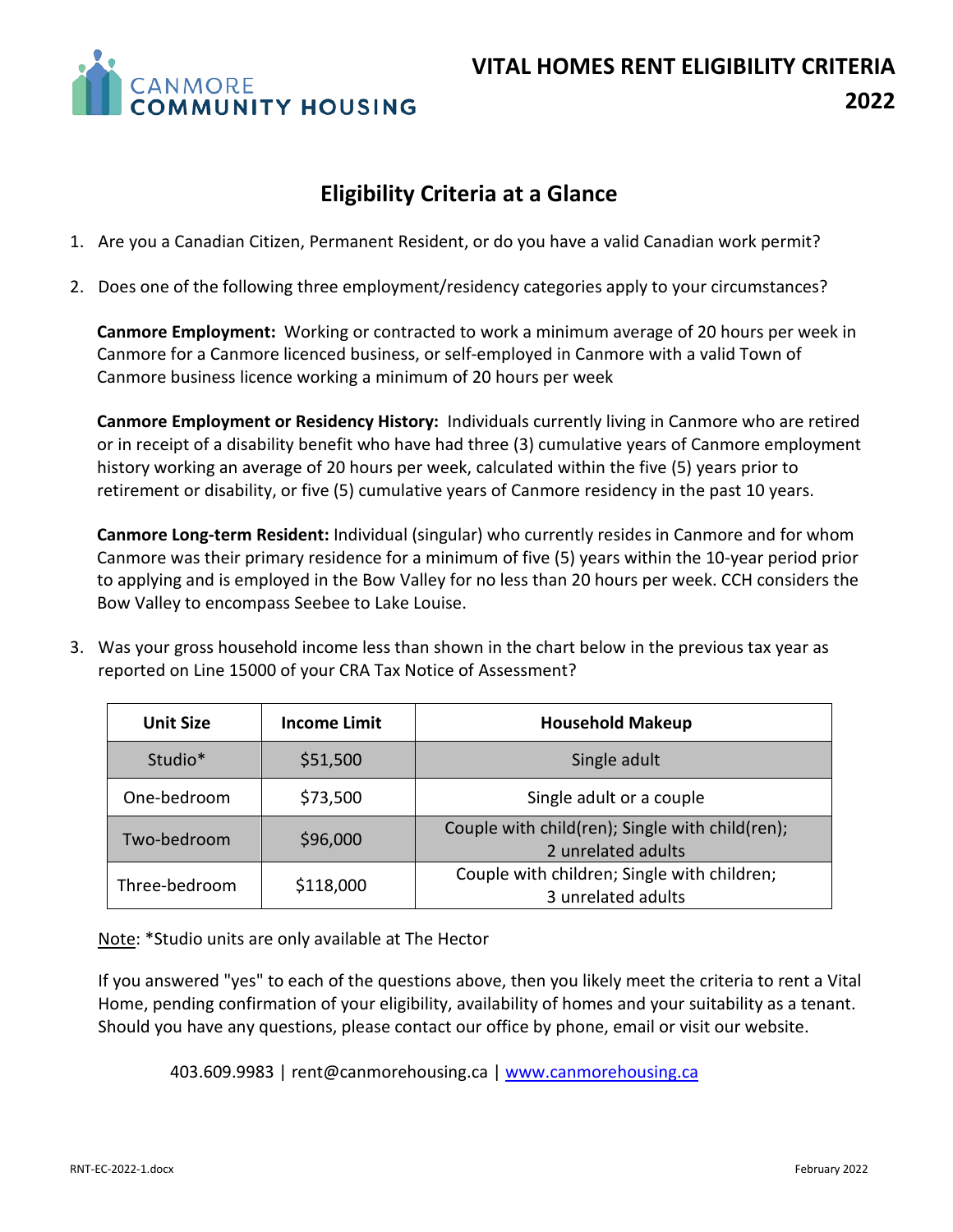CANMORE COMMUNITY HOUSING

# VITAL HOMES RENT ELIGIBILITY CRITERIA 2022

## Eligibility Criteria at a Glance

1. Are you a Canadian Citizen, Permanent Resident, or do you have a valid Canadian work permit?

2. Does one of the following three employment/residency categories apply to your circumstances?

   **Canmore Employment:** Working or contracted to work a minimum average of 20 hours per week in Canmore for a Canmore licenced business, or self-employed in Canmore with a valid Town of Canmore business licence working a minimum of 20 hours per week

   **Canmore Employment or Residency History:** Individuals currently living in Canmore who are retired or in receipt of a disability benefit who have had three (3) cumulative years of Canmore employment history working an average of 20 hours per week, calculated within the five (5) years prior to retirement or disability, or five (5) cumulative years of Canmore residency in the past 10 years.

   **Canmore Long-term Resident:** Individual (singular) who currently resides in Canmore and for whom Canmore was their primary residence for a minimum of five (5) years within the 10-year period prior to applying and is employed in the Bow Valley for no less than 20 hours per week. CCH considers the Bow Valley to encompass Seebee to Lake Louise.

3. Was your gross household income less than shown in the chart below in the previous tax year as reported on Line 15000 of your CRA Tax Notice of Assessment?

| Unit Size | Income Limit | Household Makeup |
|---|---|---|
| Studio* | $51,500 | Single adult |
| One-bedroom | $73,500 | Single adult or a couple |
| Two-bedroom | $96,000 | Couple with child(ren); Single with child(ren); 2 unrelated adults |
| Three-bedroom | $118,000 | Couple with children; Single with children; 3 unrelated adults |

Note: *Studio units are only available at The Hector

If you answered "yes" to each of the questions above, then you likely meet the criteria to rent a Vital Home, pending confirmation of your eligibility, availability of homes and your suitability as a tenant. Should you have any questions, please contact our office by phone, email or visit our website.

403.609.9983 | rent@canmorehousing.ca | www.canmorehousing.ca

RNT-EC-2022-1.docx February 2022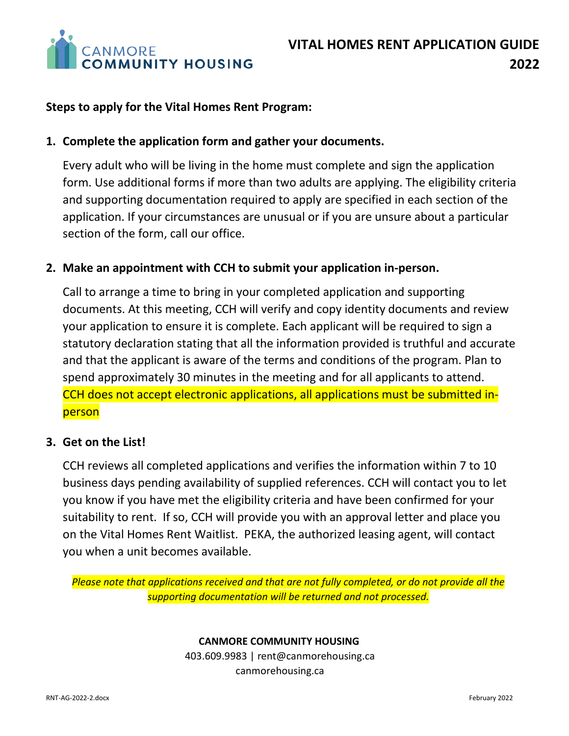# VITAL HOMES RENT APPLICATION GUIDE 2022

**Steps to apply for the Vital Homes Rent Program:**

1. **Complete the application form and gather your documents.**

   Every adult who will be living in the home must complete and sign the application form. Use additional forms if more than two adults are applying. The eligibility criteria and supporting documentation required to apply are specified in each section of the application. If your circumstances are unusual or if you are unsure about a particular section of the form, call our office.

2. **Make an appointment with CCH to submit your application in-person.**

   Call to arrange a time to bring in your completed application and supporting documents. At this meeting, CCH will verify and copy identity documents and review your application to ensure it is complete. Each applicant will be required to sign a statutory declaration stating that all the information provided is truthful and accurate and that the applicant is aware of the terms and conditions of the program. Plan to spend approximately 30 minutes in the meeting and for all applicants to attend. CCH does not accept electronic applications, all applications must be submitted in-person

3. **Get on the List!**

   CCH reviews all completed applications and verifies the information within 7 to 10 business days pending availability of supplied references. CCH will contact you to let you know if you have met the eligibility criteria and have been confirmed for your suitability to rent. If so, CCH will provide you with an approval letter and place you on the Vital Homes Rent Waitlist. PEKA, the authorized leasing agent, will contact you when a unit becomes available.

*Please note that applications received and that are not fully completed, or do not provide all the supporting documentation will be returned and not processed.*

**CANMORE COMMUNITY HOUSING**
403.609.9983 | rent@canmorehousing.ca
canmorehousing.ca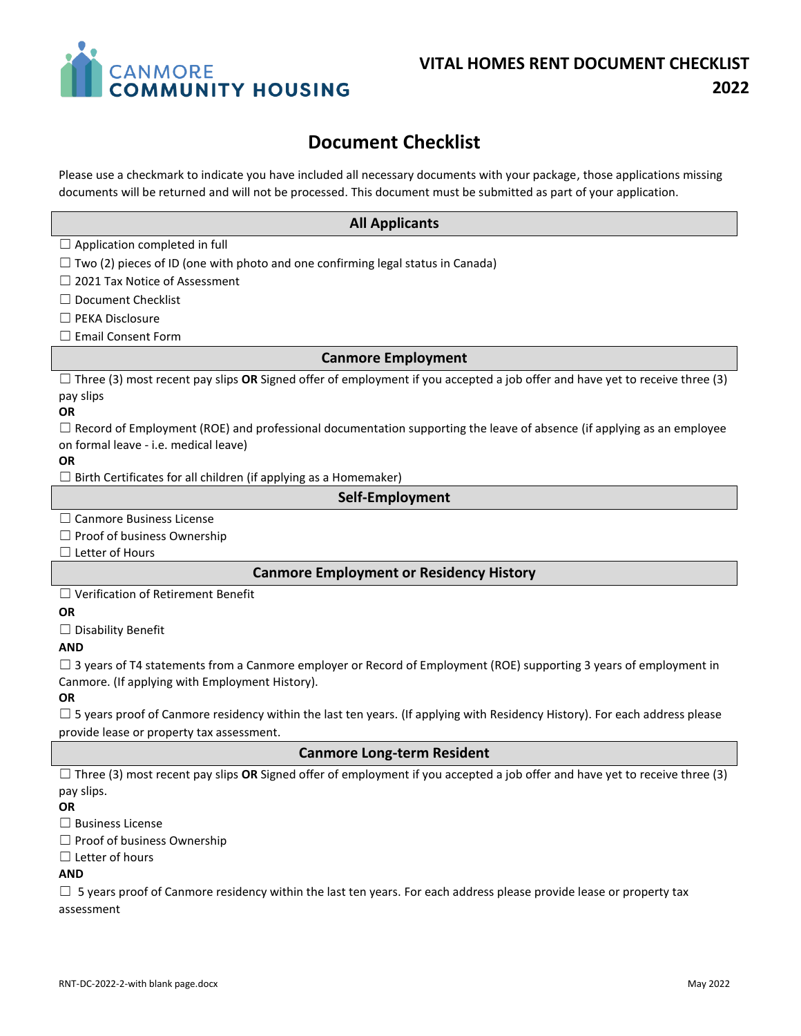# VITAL HOMES RENT DOCUMENT CHECKLIST 2022

## Document Checklist

Please use a checkmark to indicate you have included all necessary documents with your package, those applications missing documents will be returned and will not be processed. This document must be submitted as part of your application.

### All Applicants

☐ Application completed in full

☐ Two (2) pieces of ID (one with photo and one confirming legal status in Canada)

☐ 2021 Tax Notice of Assessment

☐ Document Checklist

☐ PEKA Disclosure

☐ Email Consent Form

### Canmore Employment

☐ Three (3) most recent pay slips **OR** Signed offer of employment if you accepted a job offer and have yet to receive three (3) pay slips

**OR**

☐ Record of Employment (ROE) and professional documentation supporting the leave of absence (if applying as an employee on formal leave - i.e. medical leave)

**OR**

☐ Birth Certificates for all children (if applying as a Homemaker)

### Self-Employment

☐ Canmore Business License

☐ Proof of business Ownership

☐ Letter of Hours

### Canmore Employment or Residency History

☐ Verification of Retirement Benefit

**OR**

☐ Disability Benefit

**AND**

☐ 3 years of T4 statements from a Canmore employer or Record of Employment (ROE) supporting 3 years of employment in Canmore. (If applying with Employment History).

**OR**

☐ 5 years proof of Canmore residency within the last ten years. (If applying with Residency History). For each address please provide lease or property tax assessment.

### Canmore Long-term Resident

☐ Three (3) most recent pay slips **OR** Signed offer of employment if you accepted a job offer and have yet to receive three (3) pay slips.

**OR**

☐ Business License

☐ Proof of business Ownership

☐ Letter of hours

**AND**

☐ 5 years proof of Canmore residency within the last ten years. For each address please provide lease or property tax assessment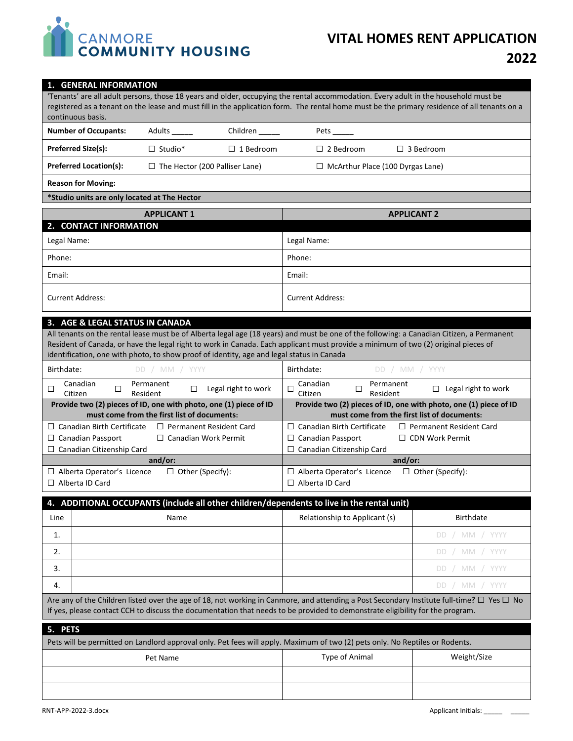CANMORE COMMUNITY HOUSING

# VITAL HOMES RENT APPLICATION 2022

## 1. GENERAL INFORMATION

'Tenants' are all adult persons, those 18 years and older, occupying the rental accommodation. Every adult in the household must be registered as a tenant on the lease and must fill in the application form. The rental home must be the primary residence of all tenants on a continuous basis.

| | | | | |
|---|---|---|---|---|
| **Number of Occupants:** | Adults _____ | Children _____ | Pets _____ | |
| **Preferred Size(s):** | ☐ Studio* | ☐ 1 Bedroom | ☐ 2 Bedroom | ☐ 3 Bedroom |
| **Preferred Location(s):** | ☐ The Hector (200 Palliser Lane) | | ☐ McArthur Place (100 Dyrgas Lane) | |
| **Reason for Moving:** | | | | |

***Studio units are only located at The Hector**

## 2. CONTACT INFORMATION

| APPLICANT 1 | APPLICANT 2 |
|---|---|
| Legal Name: | Legal Name: |
| Phone: | Phone: |
| Email: | Email: |
| Current Address: | Current Address: |

## 3. AGE & LEGAL STATUS IN CANADA

All tenants on the rental lease must be of Alberta legal age (18 years) and must be one of the following: a Canadian Citizen, a Permanent Resident of Canada, or have the legal right to work in Canada. Each applicant must provide a minimum of two (2) original pieces of identification, one with photo, to show proof of identity, age and legal status in Canada

| APPLICANT 1 | APPLICANT 2 |
|---|---|
| Birthdate: DD / MM / YYYY | Birthdate: DD / MM / YYYY |
| ☐ Canadian Citizen ☐ Permanent Resident ☐ Legal right to work | ☐ Canadian Citizen ☐ Permanent Resident ☐ Legal right to work |
| **Provide two (2) pieces of ID, one with photo, one (1) piece of ID must come from the first list of documents:** | **Provide two (2) pieces of ID, one with photo, one (1) piece of ID must come from the first list of documents:** |
| ☐ Canadian Birth Certificate ☐ Permanent Resident Card | ☐ Canadian Birth Certificate ☐ Permanent Resident Card |
| ☐ Canadian Passport ☐ Canadian Work Permit | ☐ Canadian Passport ☐ CDN Work Permit |
| ☐ Canadian Citizenship Card | ☐ Canadian Citizenship Card |
| **and/or:** | **and/or:** |
| ☐ Alberta Operator's Licence ☐ Other (Specify): | ☐ Alberta Operator's Licence ☐ Other (Specify): |
| ☐ Alberta ID Card | ☐ Alberta ID Card |

## 4. ADDITIONAL OCCUPANTS (include all other children/dependents to live in the rental unit)

| Line | Name | Relationship to Applicant (s) | Birthdate |
|---|---|---|---|
| 1. | | | DD / MM / YYYY |
| 2. | | | DD / MM / YYYY |
| 3. | | | DD / MM / YYYY |
| 4. | | | DD / MM / YYYY |

Are any of the Children listed over the age of 18, not working in Canmore, and attending a Post Secondary Institute full-time? ☐ Yes ☐ No
If yes, please contact CCH to discuss the documentation that needs to be provided to demonstrate eligibility for the program.

## 5. PETS

Pets will be permitted on Landlord approval only. Pet fees will apply. Maximum of two (2) pets only. No Reptiles or Rodents.

| Pet Name | Type of Animal | Weight/Size |
|---|---|---|
| | | |
| | | |

RNT-APP-2022-3.docx

Applicant Initials: _____ _____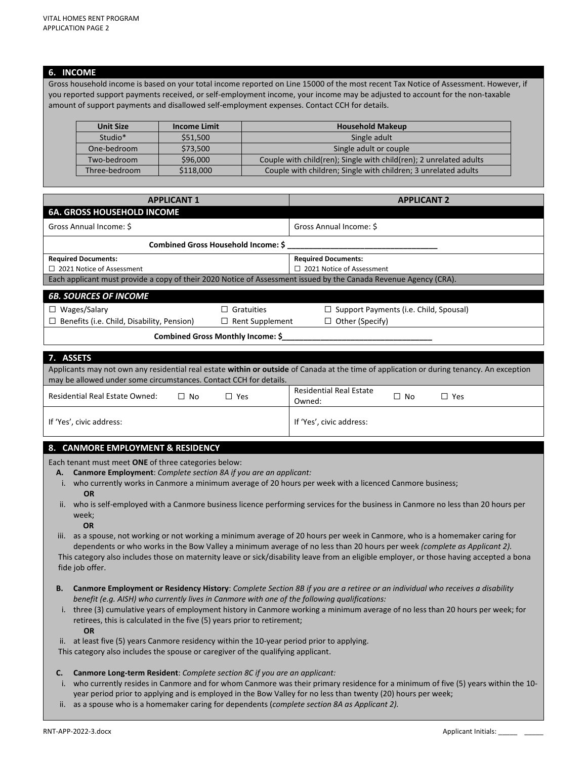## 6. INCOME

Gross household income is based on your total income reported on Line 15000 of the most recent Tax Notice of Assessment. However, if you reported support payments received, or self-employment income, your income may be adjusted to account for the non-taxable amount of support payments and disallowed self-employment expenses. Contact CCH for details.

| Unit Size | Income Limit | Household Makeup |
|---|---|---|
| Studio* | $51,500 | Single adult |
| One-bedroom | $73,500 | Single adult or couple |
| Two-bedroom | $96,000 | Couple with child(ren); Single with child(ren); 2 unrelated adults |
| Three-bedroom | $118,000 | Couple with children; Single with children; 3 unrelated adults |

| APPLICANT 1 | APPLICANT 2 |
|---|---|
| **6A. GROSS HOUSEHOLD INCOME** | |
| Gross Annual Income: $ | Gross Annual Income: $ |
| **Combined Gross Household Income: $ ___________________________________** | |
| **Required Documents:** ☐ 2021 Notice of Assessment | **Required Documents:** ☐ 2021 Notice of Assessment |
| Each applicant must provide a copy of their 2020 Notice of Assessment issued by the Canada Revenue Agency (CRA). | |

### *6B. SOURCES OF INCOME*

☐ Wages/Salary ☐ Gratuities ☐ Support Payments (i.e. Child, Spousal)

☐ Benefits (i.e. Child, Disability, Pension) ☐ Rent Supplement ☐ Other (Specify)

**Combined Gross Monthly Income: $___________________________________**

## 7. ASSETS

Applicants may not own any residential real estate **within or outside** of Canada at the time of application or during tenancy. An exception may be allowed under some circumstances. Contact CCH for details.

| Applicant 1 | Applicant 2 |
|---|---|
| Residential Real Estate Owned: ☐ No ☐ Yes | Residential Real Estate Owned: ☐ No ☐ Yes |
| If 'Yes', civic address: | If 'Yes', civic address: |

## 8. CANMORE EMPLOYMENT & RESIDENCY

Each tenant must meet **ONE** of three categories below:

**A. Canmore Employment**: *Complete section 8A if you are an applicant:*

i. who currently works in Canmore a minimum average of 20 hours per week with a licenced Canmore business;
**OR**

ii. who is self-employed with a Canmore business licence performing services for the business in Canmore no less than 20 hours per week;
**OR**

iii. as a spouse, not working or not working a minimum average of 20 hours per week in Canmore, who is a homemaker caring for dependents or who works in the Bow Valley a minimum average of no less than 20 hours per week *(complete as Applicant 2).*

This category also includes those on maternity leave or sick/disability leave from an eligible employer, or those having accepted a bona fide job offer.

**B. Canmore Employment or Residency History**: *Complete Section 8B if you are a retiree or an individual who receives a disability benefit (e.g. AISH) who currently lives in Canmore with one of the following qualifications:*

i. three (3) cumulative years of employment history in Canmore working a minimum average of no less than 20 hours per week; for retirees, this is calculated in the five (5) years prior to retirement;
**OR**

ii. at least five (5) years Canmore residency within the 10-year period prior to applying.

This category also includes the spouse or caregiver of the qualifying applicant.

**C. Canmore Long-term Resident**: *Complete section 8C if you are an applicant:*

i. who currently resides in Canmore and for whom Canmore was their primary residence for a minimum of five (5) years within the 10-year period prior to applying and is employed in the Bow Valley for no less than twenty (20) hours per week;

ii. as a spouse who is a homemaker caring for dependents (*complete section 8A as Applicant 2).*

Applicant Initials: _____ _____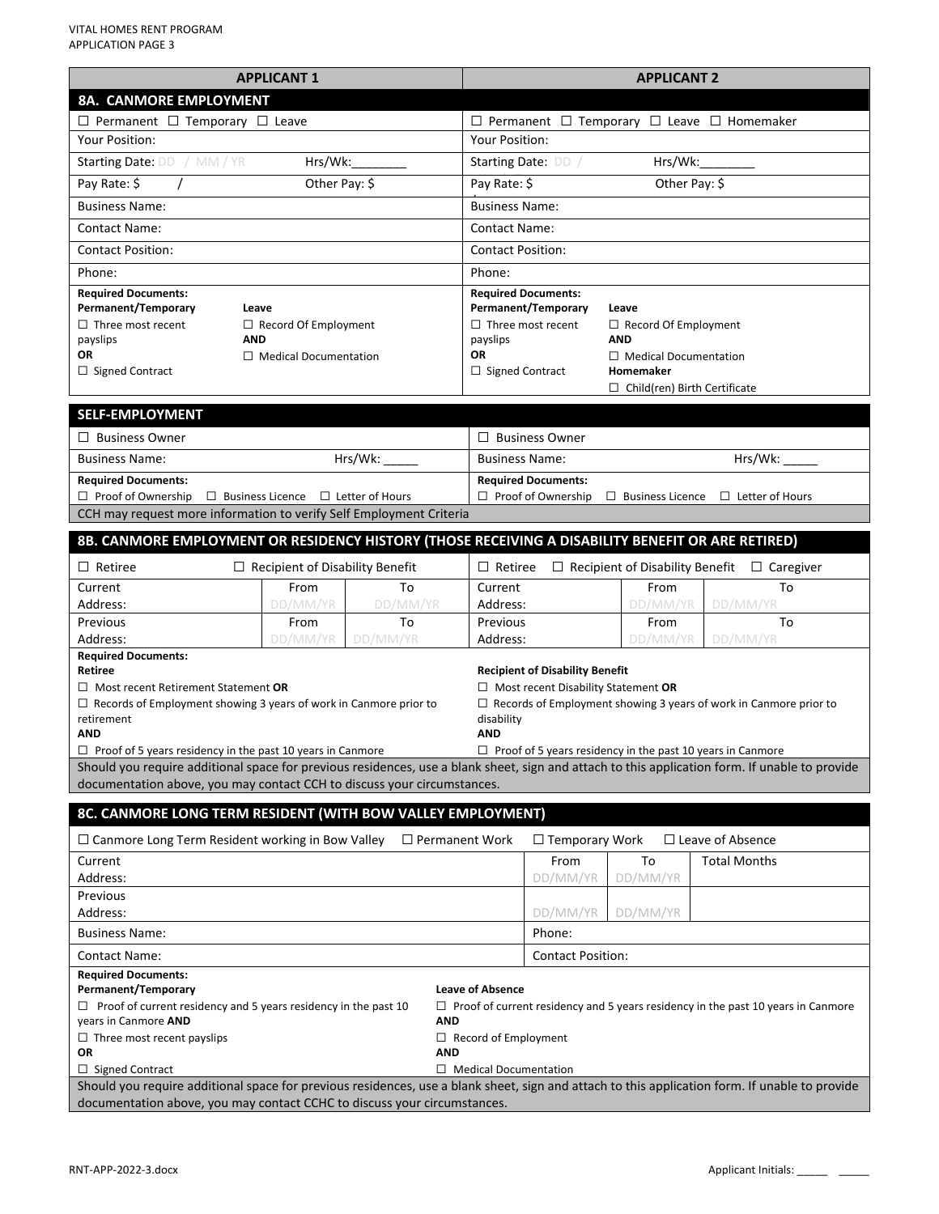| APPLICANT 1 | APPLICANT 2 |
|---|---|
| **8A. CANMORE EMPLOYMENT** | |
| ☐ Permanent ☐ Temporary ☐ Leave | ☐ Permanent ☐ Temporary ☐ Leave ☐ Homemaker |
| Your Position: | Your Position: |
| Starting Date: DD / MM / YR Hrs/Wk:________ | Starting Date: DD / Hrs/Wk:________ |
| Pay Rate: $ / Other Pay: $ | Pay Rate: $ Other Pay: $ |
| Business Name: | Business Name: |
| Contact Name: | Contact Name: |
| Contact Position: | Contact Position: |
| Phone: | Phone: |
| **Required Documents:**<br>**Permanent/Temporary**<br>☐ Three most recent payslips<br>**OR**<br>☐ Signed Contract<br>**Leave**<br>☐ Record Of Employment<br>**AND**<br>☐ Medical Documentation | **Required Documents:**<br>**Permanent/Temporary**<br>☐ Three most recent payslips<br>**OR**<br>☐ Signed Contract<br>**Leave**<br>☐ Record Of Employment<br>**AND**<br>☐ Medical Documentation<br>**Homemaker**<br>☐ Child(ren) Birth Certificate |

| **SELF-EMPLOYMENT** | |
|---|---|
| ☐ Business Owner | ☐ Business Owner |
| Business Name: Hrs/Wk: _____ | Business Name: Hrs/Wk: _____ |
| **Required Documents:**<br>☐ Proof of Ownership ☐ Business Licence ☐ Letter of Hours | **Required Documents:**<br>☐ Proof of Ownership ☐ Business Licence ☐ Letter of Hours |
| CCH may request more information to verify Self Employment Criteria | |

| **8B. CANMORE EMPLOYMENT OR RESIDENCY HISTORY (THOSE RECEIVING A DISABILITY BENEFIT OR ARE RETIRED)** | | | | | |
|---|---|---|---|---|---|
| ☐ Retiree ☐ Recipient of Disability Benefit | | | ☐ Retiree ☐ Recipient of Disability Benefit ☐ Caregiver | | |
| Current Address: | From DD/MM/YR | To DD/MM/YR | Current Address: | From DD/MM/YR | To DD/MM/YR |
| Previous Address: | From DD/MM/YR | To DD/MM/YR | Previous Address: | From DD/MM/YR | To DD/MM/YR |
| **Required Documents:**<br>**Retiree**<br>☐ Most recent Retirement Statement **OR**<br>☐ Records of Employment showing 3 years of work in Canmore prior to retirement<br>**AND**<br>☐ Proof of 5 years residency in the past 10 years in Canmore | | | **Recipient of Disability Benefit**<br>☐ Most recent Disability Statement **OR**<br>☐ Records of Employment showing 3 years of work in Canmore prior to disability<br>**AND**<br>☐ Proof of 5 years residency in the past 10 years in Canmore | | |
| Should you require additional space for previous residences, use a blank sheet, sign and attach to this application form. If unable to provide documentation above, you may contact CCH to discuss your circumstances. | | | | | |

| **8C. CANMORE LONG TERM RESIDENT (WITH BOW VALLEY EMPLOYMENT)** | | | |
|---|---|---|---|
| ☐ Canmore Long Term Resident working in Bow Valley ☐ Permanent Work ☐ Temporary Work ☐ Leave of Absence | | | |
| Current Address: | From DD/MM/YR | To DD/MM/YR | Total Months |
| Previous Address: | DD/MM/YR | DD/MM/YR | |
| Business Name: | Phone: | | |
| Contact Name: | Contact Position: | | |
| **Required Documents:**<br>**Permanent/Temporary**<br>☐ Proof of current residency and 5 years residency in the past 10 years in Canmore **AND**<br>☐ Three most recent payslips<br>**OR**<br>☐ Signed Contract | **Leave of Absence**<br>☐ Proof of current residency and 5 years residency in the past 10 years in Canmore<br>**AND**<br>☐ Record of Employment<br>**AND**<br>☐ Medical Documentation | | |
| Should you require additional space for previous residences, use a blank sheet, sign and attach to this application form. If unable to provide documentation above, you may contact CCHC to discuss your circumstances. | | | |

Applicant Initials: _____ _____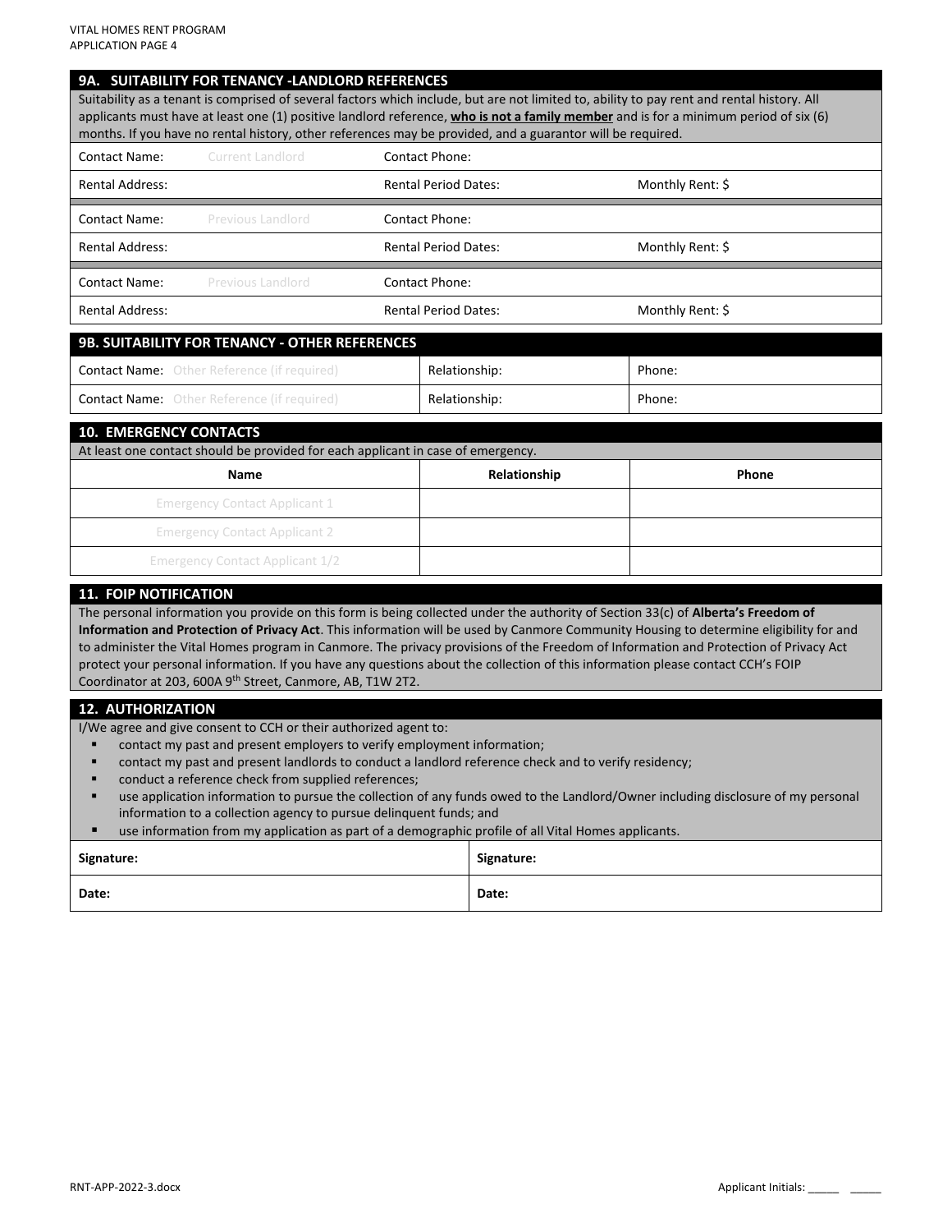## 9A. SUITABILITY FOR TENANCY -LANDLORD REFERENCES

Suitability as a tenant is comprised of several factors which include, but are not limited to, ability to pay rent and rental history. All applicants must have at least one (1) positive landlord reference, **who is not a family member** and is for a minimum period of six (6) months. If you have no rental history, other references may be provided, and a guarantor will be required.

| Contact Name: Current Landlord | Contact Phone: | |
|---|---|---|
| Rental Address: | Rental Period Dates: | Monthly Rent: $ |

| Contact Name: Previous Landlord | Contact Phone: | |
|---|---|---|
| Rental Address: | Rental Period Dates: | Monthly Rent: $ |

| Contact Name: Previous Landlord | Contact Phone: | |
|---|---|---|
| Rental Address: | Rental Period Dates: | Monthly Rent: $ |

## 9B. SUITABILITY FOR TENANCY - OTHER REFERENCES

| Contact Name: Other Reference (if required) | Relationship: | Phone: |
|---|---|---|
| Contact Name: Other Reference (if required) | Relationship: | Phone: |

## 10. EMERGENCY CONTACTS

At least one contact should be provided for each applicant in case of emergency.

| Name | Relationship | Phone |
|---|---|---|
| Emergency Contact Applicant 1 | | |
| Emergency Contact Applicant 2 | | |
| Emergency Contact Applicant 1/2 | | |

## 11. FOIP NOTIFICATION

The personal information you provide on this form is being collected under the authority of Section 33(c) of **Alberta's Freedom of Information and Protection of Privacy Act**. This information will be used by Canmore Community Housing to determine eligibility for and to administer the Vital Homes program in Canmore. The privacy provisions of the Freedom of Information and Protection of Privacy Act protect your personal information. If you have any questions about the collection of this information please contact CCH's FOIP Coordinator at 203, 600A 9th Street, Canmore, AB, T1W 2T2.

## 12. AUTHORIZATION

I/We agree and give consent to CCH or their authorized agent to:

- contact my past and present employers to verify employment information;
- contact my past and present landlords to conduct a landlord reference check and to verify residency;
- conduct a reference check from supplied references;
- use application information to pursue the collection of any funds owed to the Landlord/Owner including disclosure of my personal information to a collection agency to pursue delinquent funds; and
- use information from my application as part of a demographic profile of all Vital Homes applicants.

| **Signature:** | **Signature:** |
|---|---|
| **Date:** | **Date:** |

RNT-APP-2022-3.docx

Applicant Initials: _____ _____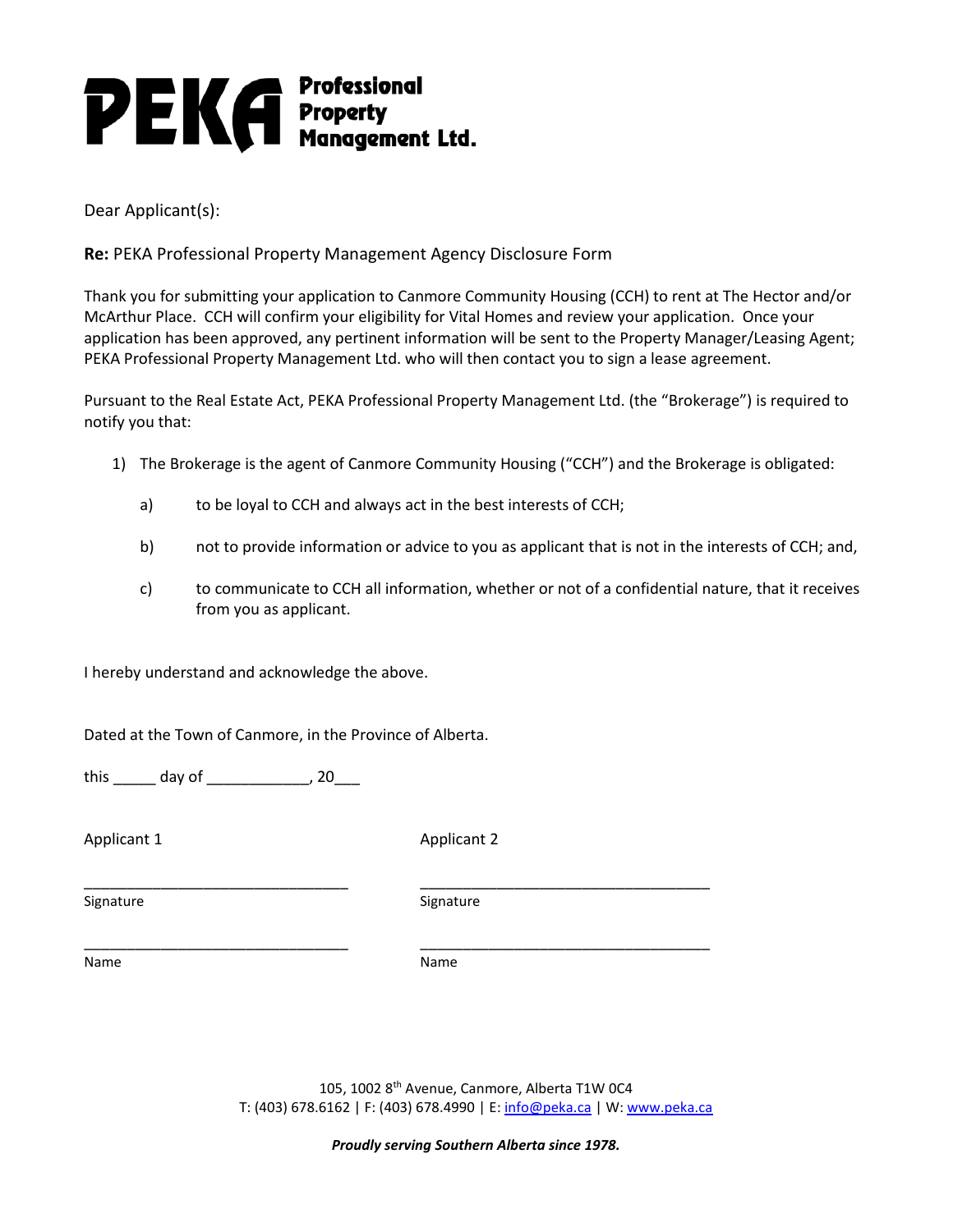# PEKA Professional Property Management Ltd.

Dear Applicant(s):

**Re:** PEKA Professional Property Management Agency Disclosure Form

Thank you for submitting your application to Canmore Community Housing (CCH) to rent at The Hector and/or McArthur Place. CCH will confirm your eligibility for Vital Homes and review your application. Once your application has been approved, any pertinent information will be sent to the Property Manager/Leasing Agent; PEKA Professional Property Management Ltd. who will then contact you to sign a lease agreement.

Pursuant to the Real Estate Act, PEKA Professional Property Management Ltd. (the "Brokerage") is required to notify you that:

1) The Brokerage is the agent of Canmore Community Housing ("CCH") and the Brokerage is obligated:

   a) to be loyal to CCH and always act in the best interests of CCH;

   b) not to provide information or advice to you as applicant that is not in the interests of CCH; and,

   c) to communicate to CCH all information, whether or not of a confidential nature, that it receives from you as applicant.

I hereby understand and acknowledge the above.

Dated at the Town of Canmore, in the Province of Alberta.

this _____ day of ____________, 20___

| Applicant 1 | Applicant 2 |
| --- | --- |
| ________________________________ | ___________________________________ |
| Signature | Signature |
| ________________________________ | ___________________________________ |
| Name | Name |

105, 1002 8th Avenue, Canmore, Alberta T1W 0C4
T: (403) 678.6162 | F: (403) 678.4990 | E: info@peka.ca | W: www.peka.ca

***Proudly serving Southern Alberta since 1978.***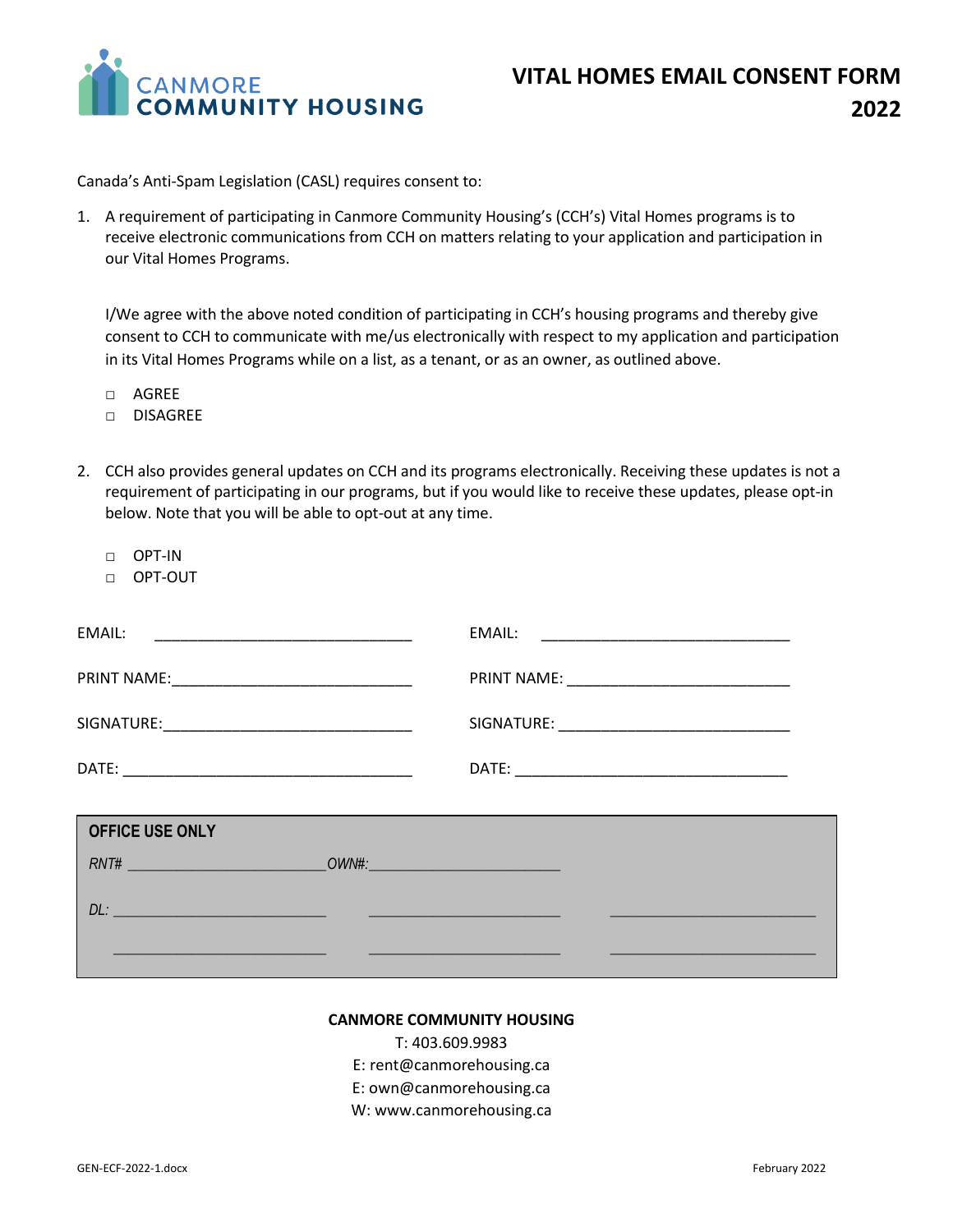CANMORE COMMUNITY HOUSING

# VITAL HOMES EMAIL CONSENT FORM 2022

Canada's Anti-Spam Legislation (CASL) requires consent to:

1. A requirement of participating in Canmore Community Housing's (CCH's) Vital Homes programs is to receive electronic communications from CCH on matters relating to your application and participation in our Vital Homes Programs.

   I/We agree with the above noted condition of participating in CCH's housing programs and thereby give consent to CCH to communicate with me/us electronically with respect to my application and participation in its Vital Homes Programs while on a list, as a tenant, or as an owner, as outlined above.

   - ☐ AGREE
   - ☐ DISAGREE

2. CCH also provides general updates on CCH and its programs electronically. Receiving these updates is not a requirement of participating in our programs, but if you would like to receive these updates, please opt-in below. Note that you will be able to opt-out at any time.

   - ☐ OPT-IN
   - ☐ OPT-OUT

| | |
|---|---|
| EMAIL: ______________________________ | EMAIL: ______________________________ |
| PRINT NAME: ______________________________ | PRINT NAME: ______________________________ |
| SIGNATURE: ______________________________ | SIGNATURE: ______________________________ |
| DATE: ______________________________ | DATE: ______________________________ |

**OFFICE USE ONLY**

*RNT#* ______________________ *OWN#:* ______________________

*DL:* ______________________ ______________________ ______________________

______________________ ______________________ ______________________

**CANMORE COMMUNITY HOUSING**

T: 403.609.9983

E: rent@canmorehousing.ca

E: own@canmorehousing.ca

W: www.canmorehousing.ca

GEN-ECF-2022-1.docx

February 2022